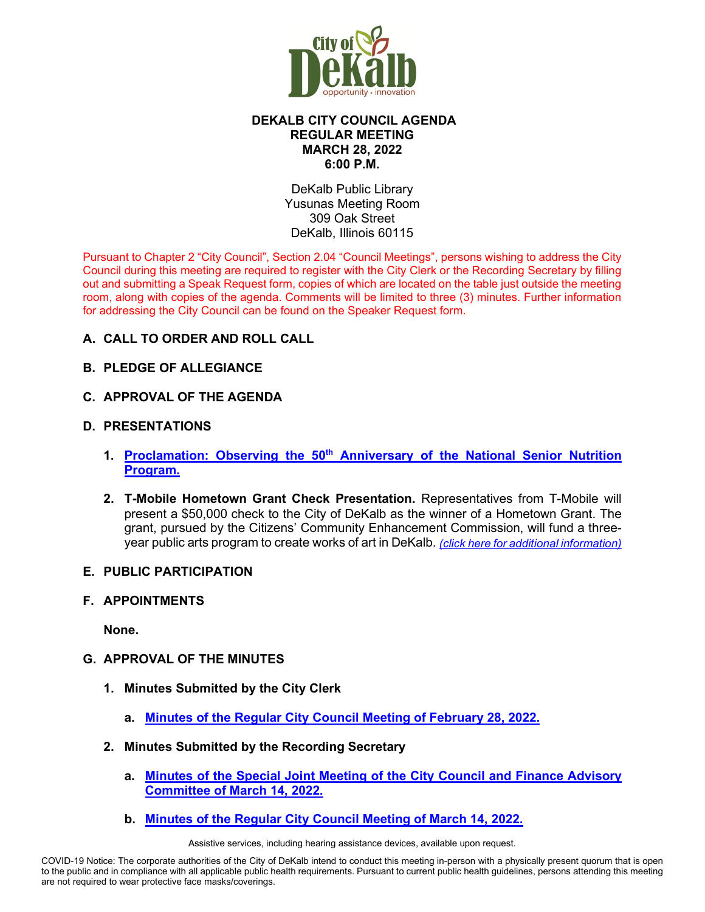# DEKALB CITY COUNCIL AGENDA
## REGULAR MEETING
## MARCH 28, 2022
## 6:00 P.M.

DeKalb Public Library
Yusunas Meeting Room
309 Oak Street
DeKalb, Illinois 60115

Pursuant to Chapter 2 "City Council", Section 2.04 "Council Meetings", persons wishing to address the City Council during this meeting are required to register with the City Clerk or the Recording Secretary by filling out and submitting a Speak Request form, copies of which are located on the table just outside the meeting room, along with copies of the agenda. Comments will be limited to three (3) minutes. Further information for addressing the City Council can be found on the Speaker Request form.

**A. CALL TO ORDER AND ROLL CALL**

**B. PLEDGE OF ALLEGIANCE**

**C. APPROVAL OF THE AGENDA**

**D. PRESENTATIONS**

1. **Proclamation: Observing the 50th Anniversary of the National Senior Nutrition Program.**

2. **T-Mobile Hometown Grant Check Presentation.** Representatives from T-Mobile will present a $50,000 check to the City of DeKalb as the winner of a Hometown Grant. The grant, pursued by the Citizens' Community Enhancement Commission, will fund a three-year public arts program to create works of art in DeKalb. *(click here for additional information)*

**E. PUBLIC PARTICIPATION**

**F. APPOINTMENTS**

**None.**

**G. APPROVAL OF THE MINUTES**

1. **Minutes Submitted by the City Clerk**

   a. **Minutes of the Regular City Council Meeting of February 28, 2022.**

2. **Minutes Submitted by the Recording Secretary**

   a. **Minutes of the Special Joint Meeting of the City Council and Finance Advisory Committee of March 14, 2022.**

   b. **Minutes of the Regular City Council Meeting of March 14, 2022.**

Assistive services, including hearing assistance devices, available upon request.

COVID-19 Notice: The corporate authorities of the City of DeKalb intend to conduct this meeting in-person with a physically present quorum that is open to the public and in compliance with all applicable public health requirements. Pursuant to current public health guidelines, persons attending this meeting are not required to wear protective face masks/coverings.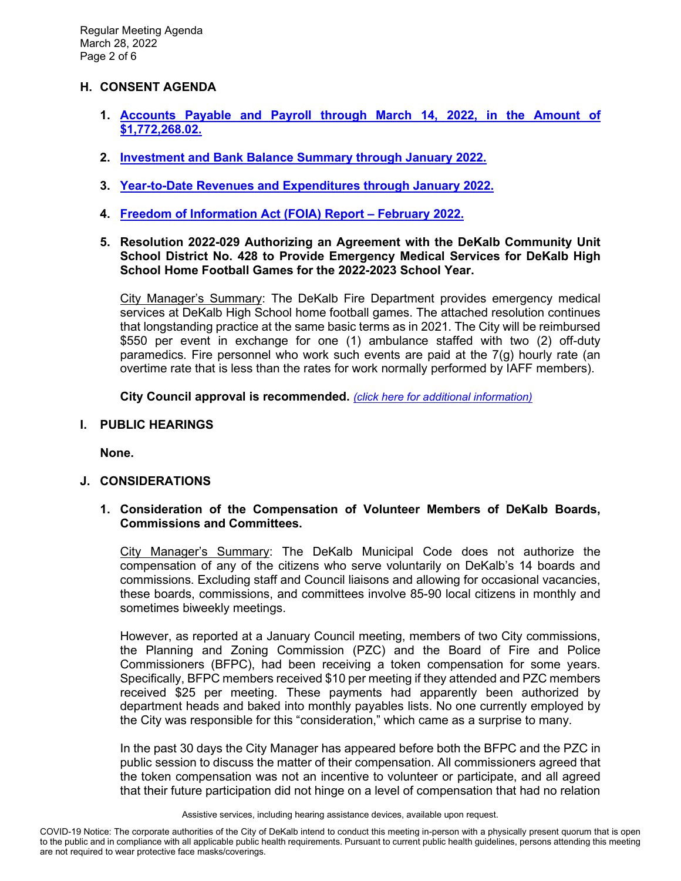## H. CONSENT AGENDA

1. **Accounts Payable and Payroll through March 14, 2022, in the Amount of $1,772,268.02.**

2. **Investment and Bank Balance Summary through January 2022.**

3. **Year-to-Date Revenues and Expenditures through January 2022.**

4. **Freedom of Information Act (FOIA) Report – February 2022.**

5. **Resolution 2022-029 Authorizing an Agreement with the DeKalb Community Unit School District No. 428 to Provide Emergency Medical Services for DeKalb High School Home Football Games for the 2022-2023 School Year.**

   City Manager's Summary: The DeKalb Fire Department provides emergency medical services at DeKalb High School home football games. The attached resolution continues that longstanding practice at the same basic terms as in 2021. The City will be reimbursed $550 per event in exchange for one (1) ambulance staffed with two (2) off-duty paramedics. Fire personnel who work such events are paid at the 7(g) hourly rate (an overtime rate that is less than the rates for work normally performed by IAFF members).

   **City Council approval is recommended.** *(click here for additional information)*

## I. PUBLIC HEARINGS

**None.**

## J. CONSIDERATIONS

1. **Consideration of the Compensation of Volunteer Members of DeKalb Boards, Commissions and Committees.**

   City Manager's Summary: The DeKalb Municipal Code does not authorize the compensation of any of the citizens who serve voluntarily on DeKalb's 14 boards and commissions. Excluding staff and Council liaisons and allowing for occasional vacancies, these boards, commissions, and committees involve 85-90 local citizens in monthly and sometimes biweekly meetings.

   However, as reported at a January Council meeting, members of two City commissions, the Planning and Zoning Commission (PZC) and the Board of Fire and Police Commissioners (BFPC), had been receiving a token compensation for some years. Specifically, BFPC members received $10 per meeting if they attended and PZC members received $25 per meeting. These payments had apparently been authorized by department heads and baked into monthly payables lists. No one currently employed by the City was responsible for this "consideration," which came as a surprise to many.

   In the past 30 days the City Manager has appeared before both the BFPC and the PZC in public session to discuss the matter of their compensation. All commissioners agreed that the token compensation was not an incentive to volunteer or participate, and all agreed that their future participation did not hinge on a level of compensation that had no relation

Assistive services, including hearing assistance devices, available upon request.

COVID-19 Notice: The corporate authorities of the City of DeKalb intend to conduct this meeting in-person with a physically present quorum that is open to the public and in compliance with all applicable public health requirements. Pursuant to current public health guidelines, persons attending this meeting are not required to wear protective face masks/coverings.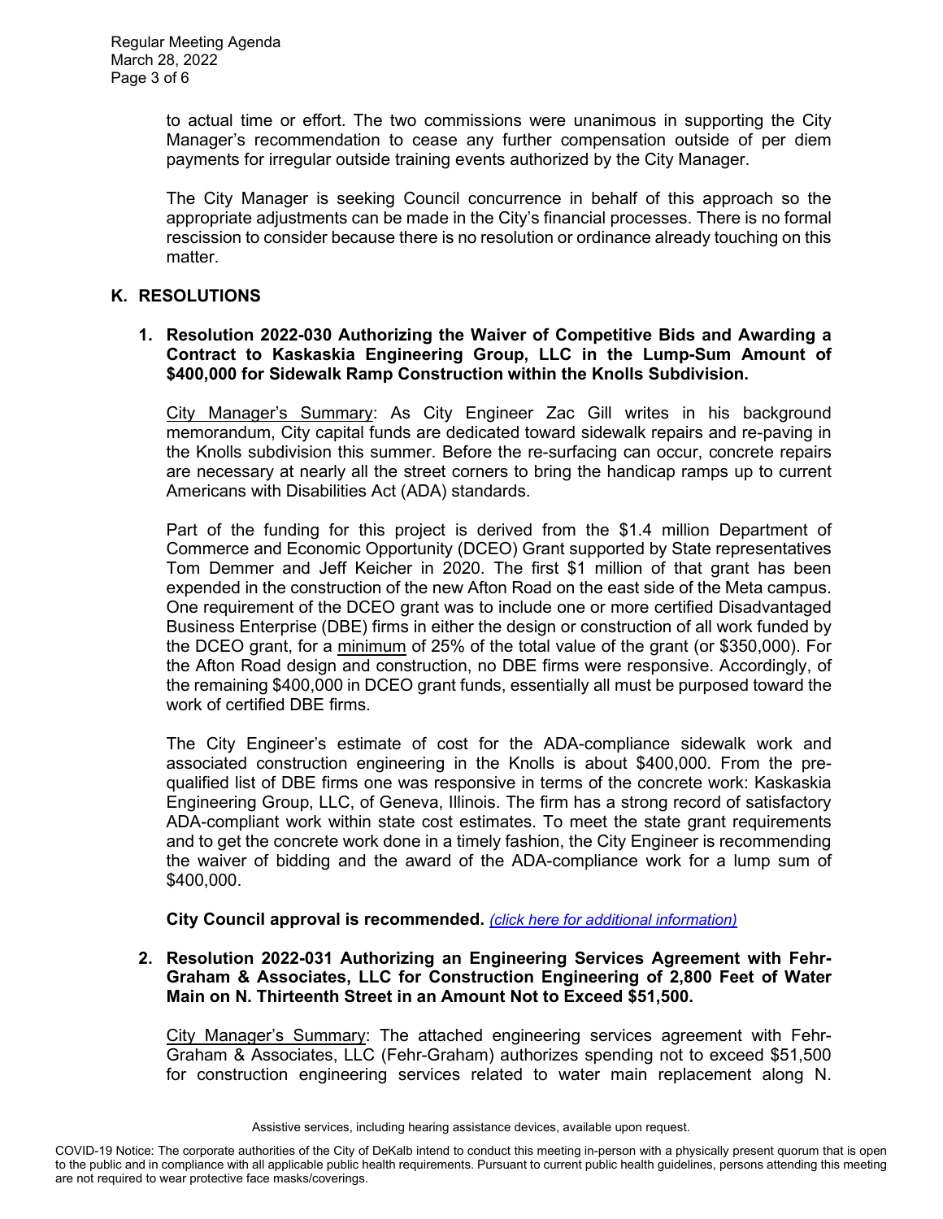to actual time or effort. The two commissions were unanimous in supporting the City Manager's recommendation to cease any further compensation outside of per diem payments for irregular outside training events authorized by the City Manager.

The City Manager is seeking Council concurrence in behalf of this approach so the appropriate adjustments can be made in the City's financial processes. There is no formal rescission to consider because there is no resolution or ordinance already touching on this matter.

## K. RESOLUTIONS

**1. Resolution 2022-030 Authorizing the Waiver of Competitive Bids and Awarding a Contract to Kaskaskia Engineering Group, LLC in the Lump-Sum Amount of $400,000 for Sidewalk Ramp Construction within the Knolls Subdivision.**

City Manager's Summary: As City Engineer Zac Gill writes in his background memorandum, City capital funds are dedicated toward sidewalk repairs and re-paving in the Knolls subdivision this summer. Before the re-surfacing can occur, concrete repairs are necessary at nearly all the street corners to bring the handicap ramps up to current Americans with Disabilities Act (ADA) standards.

Part of the funding for this project is derived from the $1.4 million Department of Commerce and Economic Opportunity (DCEO) Grant supported by State representatives Tom Demmer and Jeff Keicher in 2020. The first $1 million of that grant has been expended in the construction of the new Afton Road on the east side of the Meta campus. One requirement of the DCEO grant was to include one or more certified Disadvantaged Business Enterprise (DBE) firms in either the design or construction of all work funded by the DCEO grant, for a minimum of 25% of the total value of the grant (or $350,000). For the Afton Road design and construction, no DBE firms were responsive. Accordingly, of the remaining $400,000 in DCEO grant funds, essentially all must be purposed toward the work of certified DBE firms.

The City Engineer's estimate of cost for the ADA-compliance sidewalk work and associated construction engineering in the Knolls is about $400,000. From the pre-qualified list of DBE firms one was responsive in terms of the concrete work: Kaskaskia Engineering Group, LLC, of Geneva, Illinois. The firm has a strong record of satisfactory ADA-compliant work within state cost estimates. To meet the state grant requirements and to get the concrete work done in a timely fashion, the City Engineer is recommending the waiver of bidding and the award of the ADA-compliance work for a lump sum of $400,000.

**City Council approval is recommended.** *(click here for additional information)*

**2. Resolution 2022-031 Authorizing an Engineering Services Agreement with Fehr-Graham & Associates, LLC for Construction Engineering of 2,800 Feet of Water Main on N. Thirteenth Street in an Amount Not to Exceed $51,500.**

City Manager's Summary: The attached engineering services agreement with Fehr-Graham & Associates, LLC (Fehr-Graham) authorizes spending not to exceed $51,500 for construction engineering services related to water main replacement along N.

Assistive services, including hearing assistance devices, available upon request.

COVID-19 Notice: The corporate authorities of the City of DeKalb intend to conduct this meeting in-person with a physically present quorum that is open to the public and in compliance with all applicable public health requirements. Pursuant to current public health guidelines, persons attending this meeting are not required to wear protective face masks/coverings.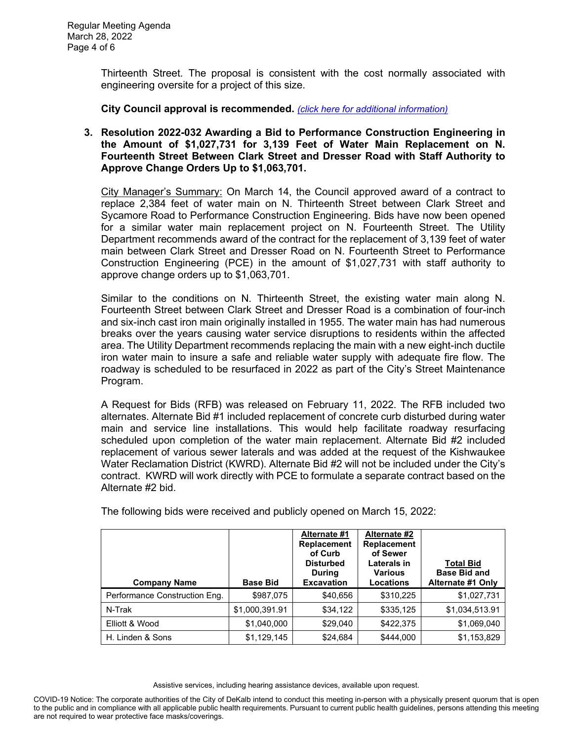Thirteenth Street. The proposal is consistent with the cost normally associated with engineering oversite for a project of this size.

**City Council approval is recommended.** *(click here for additional information)*

**3. Resolution 2022-032 Awarding a Bid to Performance Construction Engineering in the Amount of $1,027,731 for 3,139 Feet of Water Main Replacement on N. Fourteenth Street Between Clark Street and Dresser Road with Staff Authority to Approve Change Orders Up to $1,063,701.**

City Manager's Summary: On March 14, the Council approved award of a contract to replace 2,384 feet of water main on N. Thirteenth Street between Clark Street and Sycamore Road to Performance Construction Engineering. Bids have now been opened for a similar water main replacement project on N. Fourteenth Street. The Utility Department recommends award of the contract for the replacement of 3,139 feet of water main between Clark Street and Dresser Road on N. Fourteenth Street to Performance Construction Engineering (PCE) in the amount of $1,027,731 with staff authority to approve change orders up to $1,063,701.

Similar to the conditions on N. Thirteenth Street, the existing water main along N. Fourteenth Street between Clark Street and Dresser Road is a combination of four-inch and six-inch cast iron main originally installed in 1955. The water main has had numerous breaks over the years causing water service disruptions to residents within the affected area. The Utility Department recommends replacing the main with a new eight-inch ductile iron water main to insure a safe and reliable water supply with adequate fire flow. The roadway is scheduled to be resurfaced in 2022 as part of the City's Street Maintenance Program.

A Request for Bids (RFB) was released on February 11, 2022. The RFB included two alternates. Alternate Bid #1 included replacement of concrete curb disturbed during water main and service line installations. This would help facilitate roadway resurfacing scheduled upon completion of the water main replacement. Alternate Bid #2 included replacement of various sewer laterals and was added at the request of the Kishwaukee Water Reclamation District (KWRD). Alternate Bid #2 will not be included under the City's contract. KWRD will work directly with PCE to formulate a separate contract based on the Alternate #2 bid.

The following bids were received and publicly opened on March 15, 2022:

| Company Name | Base Bid | Alternate #1 Replacement of Curb Disturbed During Excavation | Alternate #2 Replacement of Sewer Laterals in Various Locations | Total Bid Base Bid and Alternate #1 Only |
|---|---|---|---|---|
| Performance Construction Eng. | $987,075 | $40,656 | $310,225 | $1,027,731 |
| N-Trak | $1,000,391.91 | $34,122 | $335,125 | $1,034,513.91 |
| Elliott & Wood | $1,040,000 | $29,040 | $422,375 | $1,069,040 |
| H. Linden & Sons | $1,129,145 | $24,684 | $444,000 | $1,153,829 |

Assistive services, including hearing assistance devices, available upon request.

COVID-19 Notice: The corporate authorities of the City of DeKalb intend to conduct this meeting in-person with a physically present quorum that is open to the public and in compliance with all applicable public health requirements. Pursuant to current public health guidelines, persons attending this meeting are not required to wear protective face masks/coverings.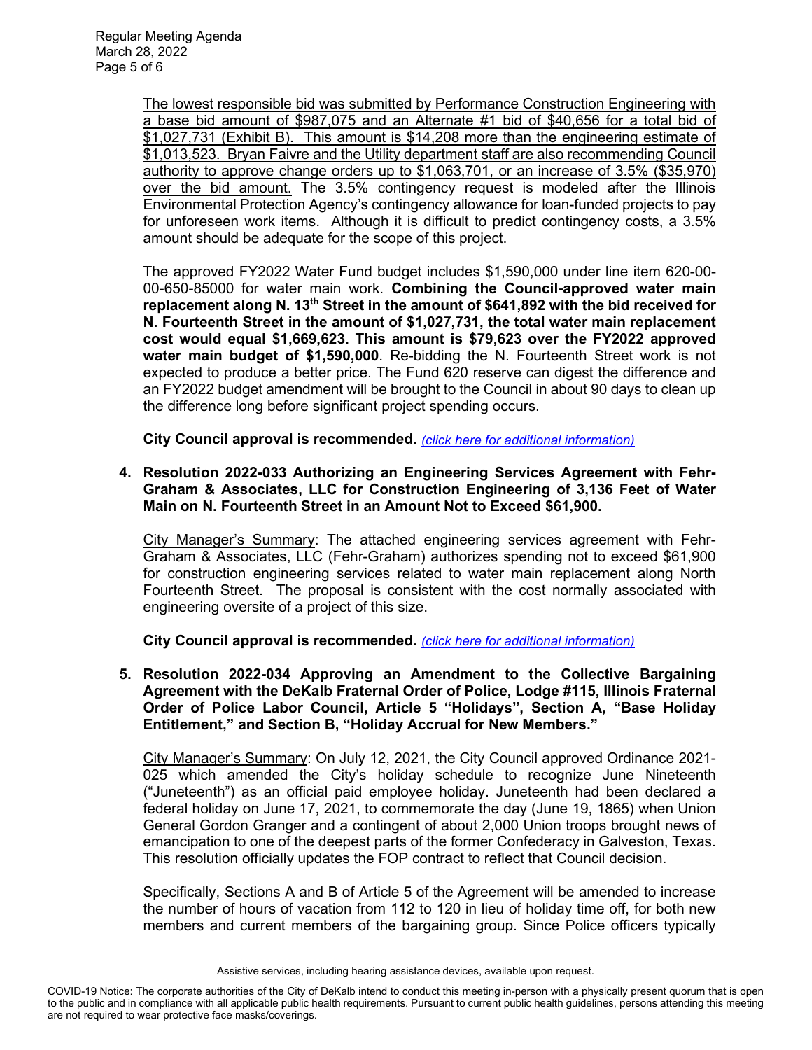The lowest responsible bid was submitted by Performance Construction Engineering with a base bid amount of $987,075 and an Alternate #1 bid of $40,656 for a total bid of $1,027,731 (Exhibit B). This amount is $14,208 more than the engineering estimate of $1,013,523. Bryan Faivre and the Utility department staff are also recommending Council authority to approve change orders up to $1,063,701, or an increase of 3.5% ($35,970) over the bid amount. The 3.5% contingency request is modeled after the Illinois Environmental Protection Agency's contingency allowance for loan-funded projects to pay for unforeseen work items. Although it is difficult to predict contingency costs, a 3.5% amount should be adequate for the scope of this project.

The approved FY2022 Water Fund budget includes $1,590,000 under line item 620-00-00-650-85000 for water main work. **Combining the Council-approved water main replacement along N. 13th Street in the amount of $641,892 with the bid received for N. Fourteenth Street in the amount of $1,027,731, the total water main replacement cost would equal $1,669,623. This amount is $79,623 over the FY2022 approved water main budget of $1,590,000**. Re-bidding the N. Fourteenth Street work is not expected to produce a better price. The Fund 620 reserve can digest the difference and an FY2022 budget amendment will be brought to the Council in about 90 days to clean up the difference long before significant project spending occurs.

**City Council approval is recommended.** *(click here for additional information)*

**4. Resolution 2022-033 Authorizing an Engineering Services Agreement with Fehr-Graham & Associates, LLC for Construction Engineering of 3,136 Feet of Water Main on N. Fourteenth Street in an Amount Not to Exceed $61,900.**

City Manager's Summary: The attached engineering services agreement with Fehr-Graham & Associates, LLC (Fehr-Graham) authorizes spending not to exceed $61,900 for construction engineering services related to water main replacement along North Fourteenth Street. The proposal is consistent with the cost normally associated with engineering oversite of a project of this size.

**City Council approval is recommended.** *(click here for additional information)*

**5. Resolution 2022-034 Approving an Amendment to the Collective Bargaining Agreement with the DeKalb Fraternal Order of Police, Lodge #115, Illinois Fraternal Order of Police Labor Council, Article 5 "Holidays", Section A, "Base Holiday Entitlement," and Section B, "Holiday Accrual for New Members."**

City Manager's Summary: On July 12, 2021, the City Council approved Ordinance 2021-025 which amended the City's holiday schedule to recognize June Nineteenth ("Juneteenth") as an official paid employee holiday. Juneteenth had been declared a federal holiday on June 17, 2021, to commemorate the day (June 19, 1865) when Union General Gordon Granger and a contingent of about 2,000 Union troops brought news of emancipation to one of the deepest parts of the former Confederacy in Galveston, Texas. This resolution officially updates the FOP contract to reflect that Council decision.

Specifically, Sections A and B of Article 5 of the Agreement will be amended to increase the number of hours of vacation from 112 to 120 in lieu of holiday time off, for both new members and current members of the bargaining group. Since Police officers typically

Assistive services, including hearing assistance devices, available upon request.

COVID-19 Notice: The corporate authorities of the City of DeKalb intend to conduct this meeting in-person with a physically present quorum that is open to the public and in compliance with all applicable public health requirements. Pursuant to current public health guidelines, persons attending this meeting are not required to wear protective face masks/coverings.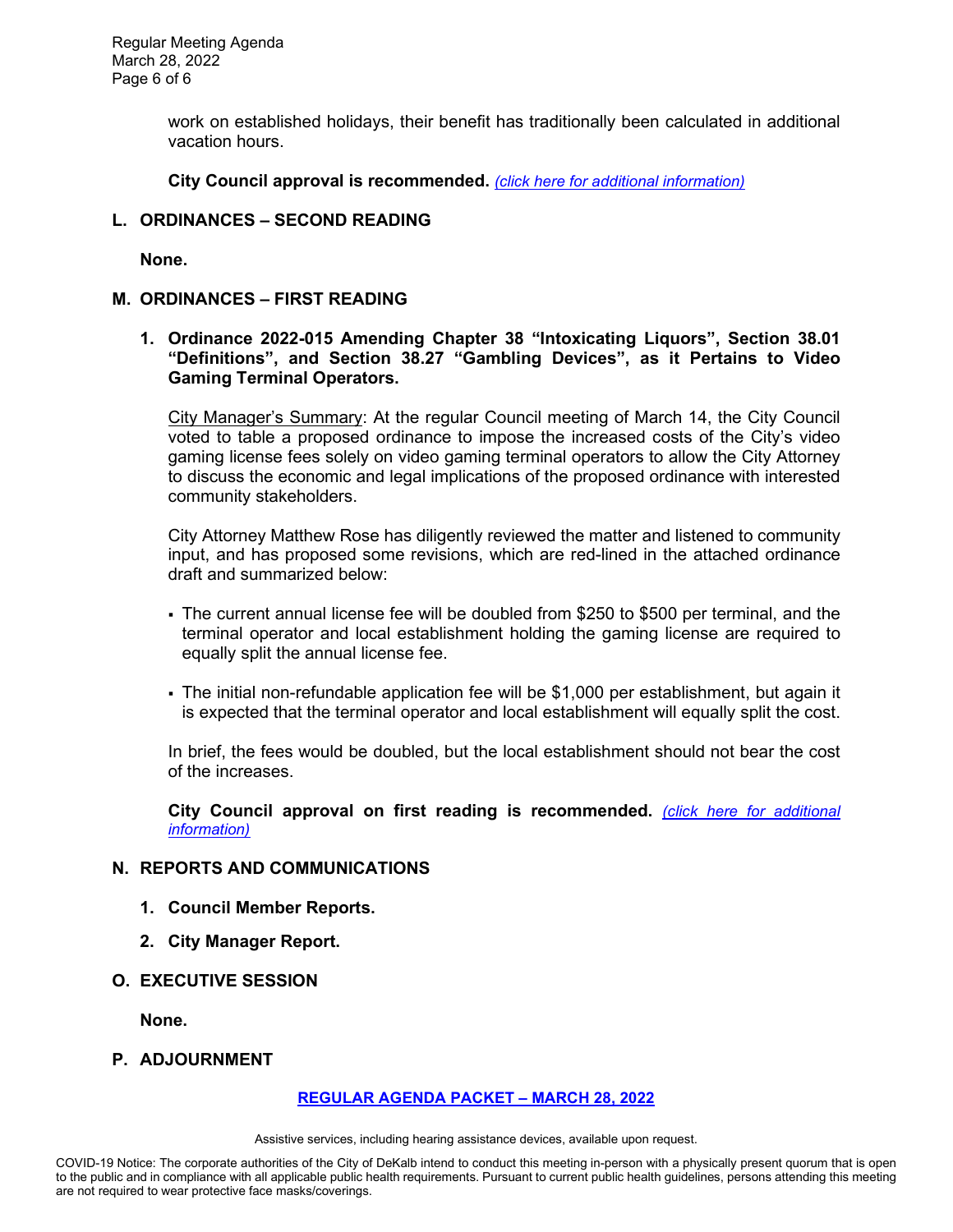work on established holidays, their benefit has traditionally been calculated in additional vacation hours.

**City Council approval is recommended.** *(click here for additional information)*

## L. ORDINANCES – SECOND READING

**None.**

## M. ORDINANCES – FIRST READING

**1. Ordinance 2022-015 Amending Chapter 38 "Intoxicating Liquors", Section 38.01 "Definitions", and Section 38.27 "Gambling Devices", as it Pertains to Video Gaming Terminal Operators.**

City Manager's Summary: At the regular Council meeting of March 14, the City Council voted to table a proposed ordinance to impose the increased costs of the City's video gaming license fees solely on video gaming terminal operators to allow the City Attorney to discuss the economic and legal implications of the proposed ordinance with interested community stakeholders.

City Attorney Matthew Rose has diligently reviewed the matter and listened to community input, and has proposed some revisions, which are red-lined in the attached ordinance draft and summarized below:

- The current annual license fee will be doubled from $250 to $500 per terminal, and the terminal operator and local establishment holding the gaming license are required to equally split the annual license fee.
- The initial non-refundable application fee will be $1,000 per establishment, but again it is expected that the terminal operator and local establishment will equally split the cost.

In brief, the fees would be doubled, but the local establishment should not bear the cost of the increases.

**City Council approval on first reading is recommended.** *(click here for additional information)*

## N. REPORTS AND COMMUNICATIONS

**1. Council Member Reports.**

**2. City Manager Report.**

## O. EXECUTIVE SESSION

**None.**

## P. ADJOURNMENT

**REGULAR AGENDA PACKET – MARCH 28, 2022**

Assistive services, including hearing assistance devices, available upon request.

COVID-19 Notice: The corporate authorities of the City of DeKalb intend to conduct this meeting in-person with a physically present quorum that is open to the public and in compliance with all applicable public health requirements. Pursuant to current public health guidelines, persons attending this meeting are not required to wear protective face masks/coverings.